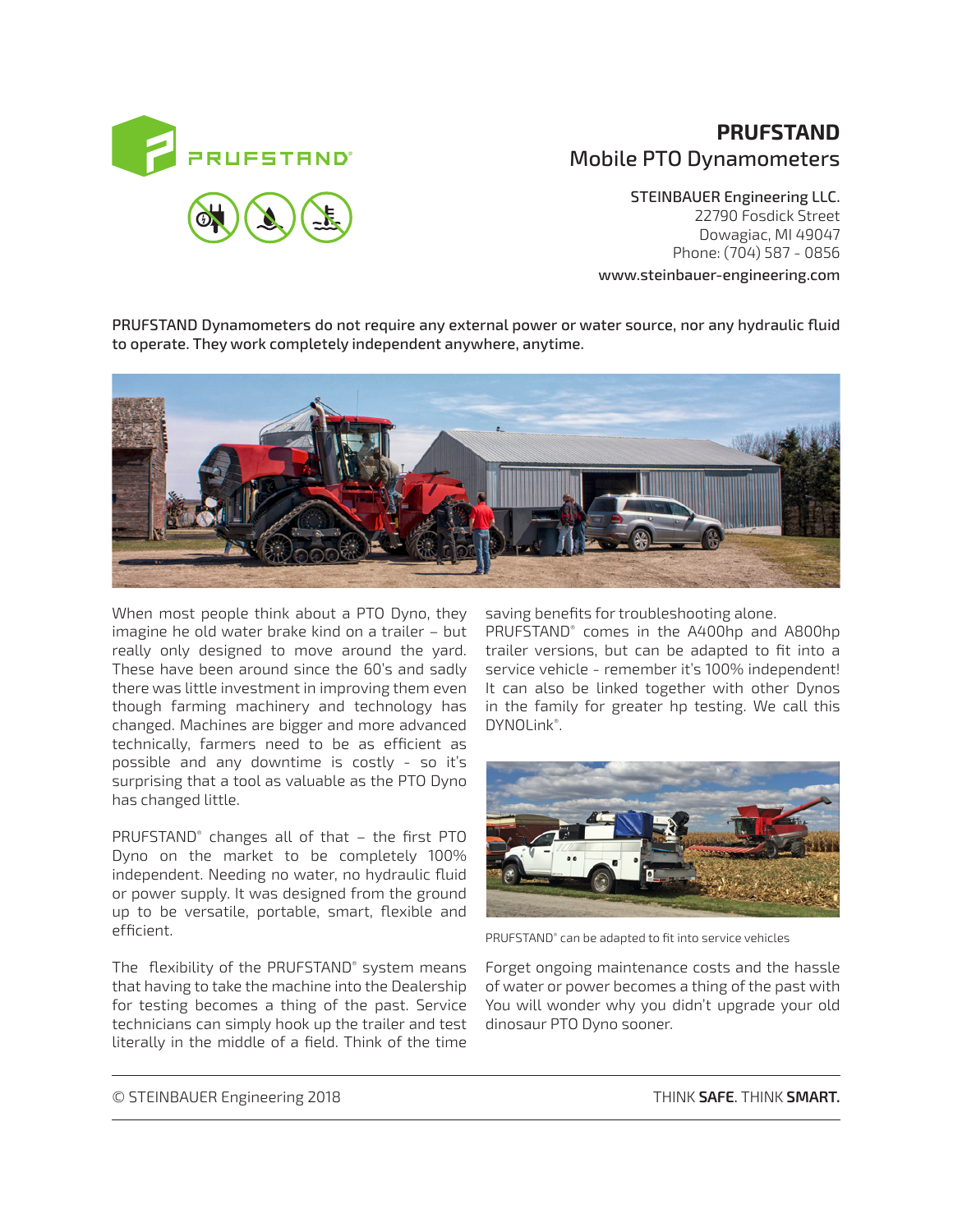# PRUFSTAND

## Mobile PTO Dynamometers

STEINBAUER Engineering LLC.
22790 Fosdick Street
Dowagiac, MI 49047
Phone: (704) 587 - 0856
www.steinbauer-engineering.com

PRUFSTAND Dynamometers do not require any external power or water source, nor any hydraulic fluid to operate. They work completely independent anywhere, anytime.

When most people think about a PTO Dyno, they imagine he old water brake kind on a trailer – but really only designed to move around the yard. These have been around since the 60's and sadly there was little investment in improving them even though farming machinery and technology has changed. Machines are bigger and more advanced technically, farmers need to be as efficient as possible and any downtime is costly - so it's surprising that a tool as valuable as the PTO Dyno has changed little.

PRUFSTAND® changes all of that – the first PTO Dyno on the market to be completely 100% independent. Needing no water, no hydraulic fluid or power supply. It was designed from the ground up to be versatile, portable, smart, flexible and efficient.

The flexibility of the PRUFSTAND® system means that having to take the machine into the Dealership for testing becomes a thing of the past. Service technicians can simply hook up the trailer and test literally in the middle of a field. Think of the time saving benefits for troubleshooting alone.

PRUFSTAND® comes in the A400hp and A800hp trailer versions, but can be adapted to fit into a service vehicle - remember it's 100% independent! It can also be linked together with other Dynos in the family for greater hp testing. We call this DYNOLink®.

PRUFSTAND® can be adapted to fit into service vehicles

Forget ongoing maintenance costs and the hassle of water or power becomes a thing of the past with You will wonder why you didn't upgrade your old dinosaur PTO Dyno sooner.

© STEINBAUER Engineering 2018

THINK **SAFE**. THINK **SMART.**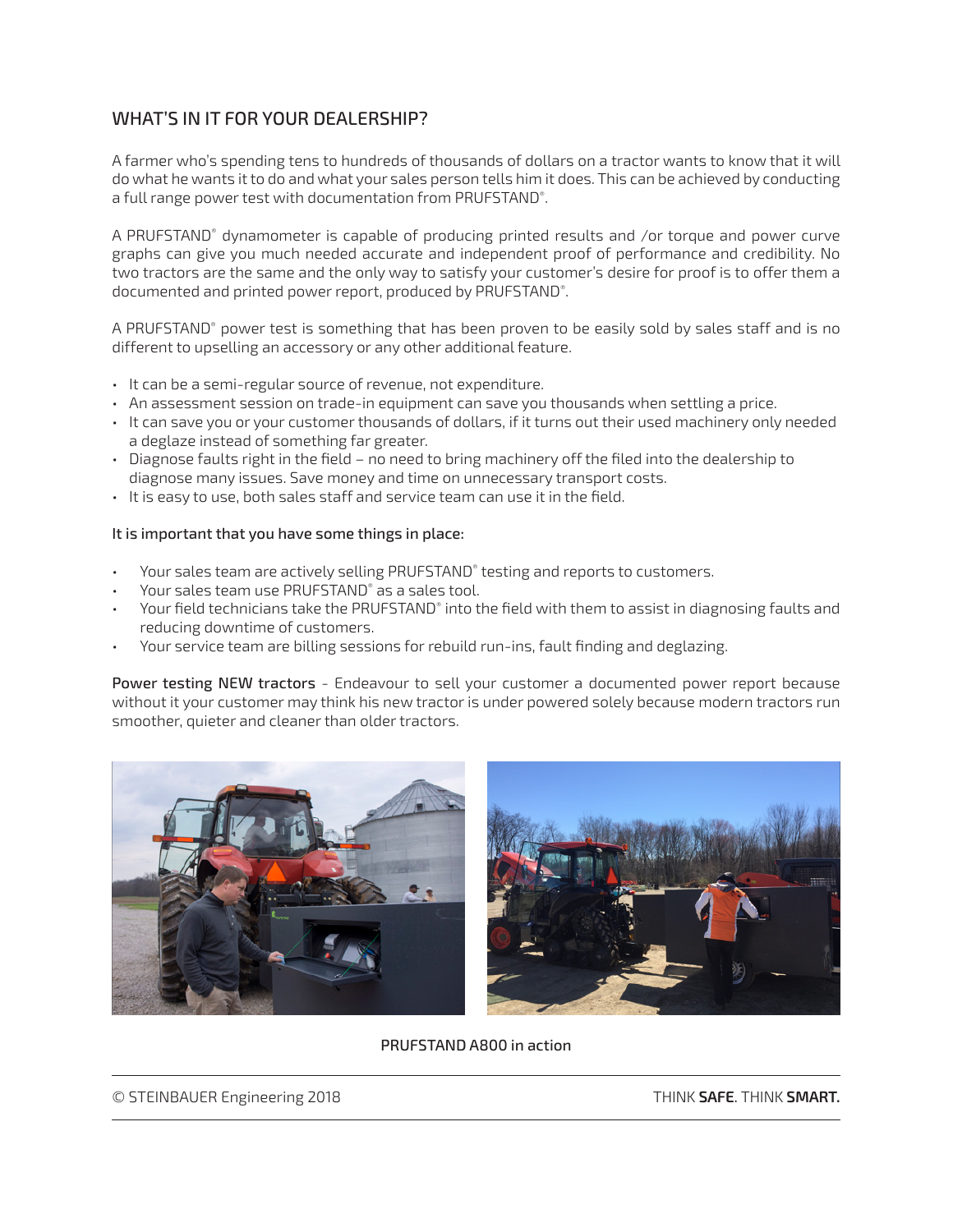## WHAT'S IN IT FOR YOUR DEALERSHIP?

A farmer who's spending tens to hundreds of thousands of dollars on a tractor wants to know that it will do what he wants it to do and what your sales person tells him it does. This can be achieved by conducting a full range power test with documentation from PRUFSTAND®.

A PRUFSTAND® dynamometer is capable of producing printed results and /or torque and power curve graphs can give you much needed accurate and independent proof of performance and credibility. No two tractors are the same and the only way to satisfy your customer's desire for proof is to offer them a documented and printed power report, produced by PRUFSTAND®.

A PRUFSTAND® power test is something that has been proven to be easily sold by sales staff and is no different to upselling an accessory or any other additional feature.

- It can be a semi-regular source of revenue, not expenditure.
- An assessment session on trade-in equipment can save you thousands when settling a price.
- It can save you or your customer thousands of dollars, if it turns out their used machinery only needed a deglaze instead of something far greater.
- Diagnose faults right in the field – no need to bring machinery off the filed into the dealership to diagnose many issues. Save money and time on unnecessary transport costs.
- It is easy to use, both sales staff and service team can use it in the field.

**It is important that you have some things in place:**

- Your sales team are actively selling PRUFSTAND® testing and reports to customers.
- Your sales team use PRUFSTAND® as a sales tool.
- Your field technicians take the PRUFSTAND® into the field with them to assist in diagnosing faults and reducing downtime of customers.
- Your service team are billing sessions for rebuild run-ins, fault finding and deglazing.

**Power testing NEW tractors** - Endeavour to sell your customer a documented power report because without it your customer may think his new tractor is under powered solely because modern tractors run smoother, quieter and cleaner than older tractors.

PRUFSTAND A800 in action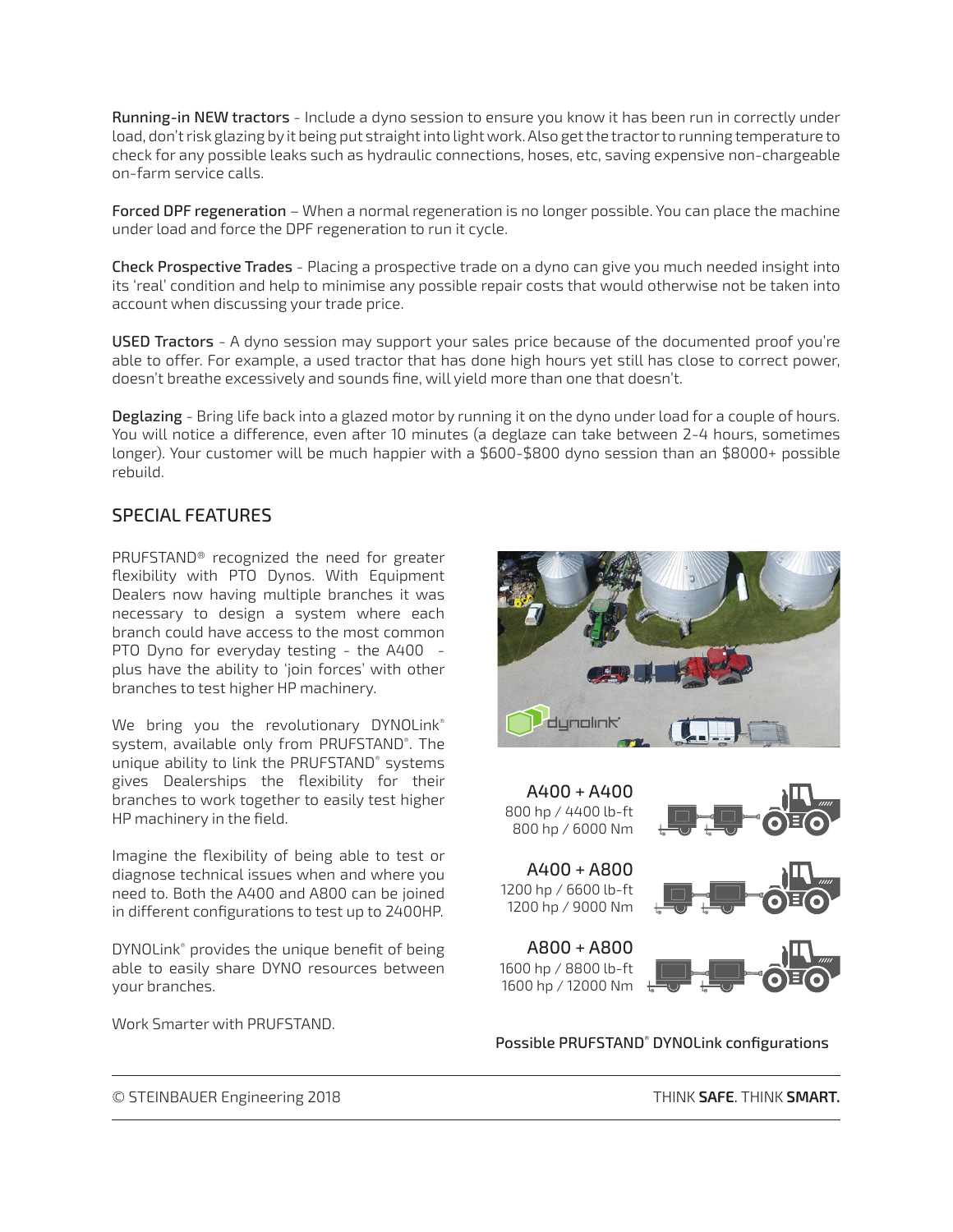**Running-in NEW tractors** - Include a dyno session to ensure you know it has been run in correctly under load, don't risk glazing by it being put straight into light work. Also get the tractor to running temperature to check for any possible leaks such as hydraulic connections, hoses, etc, saving expensive non-chargeable on-farm service calls.

**Forced DPF regeneration** – When a normal regeneration is no longer possible. You can place the machine under load and force the DPF regeneration to run it cycle.

**Check Prospective Trades** - Placing a prospective trade on a dyno can give you much needed insight into its 'real' condition and help to minimise any possible repair costs that would otherwise not be taken into account when discussing your trade price.

**USED Tractors** - A dyno session may support your sales price because of the documented proof you're able to offer. For example, a used tractor that has done high hours yet still has close to correct power, doesn't breathe excessively and sounds fine, will yield more than one that doesn't.

**Deglazing** - Bring life back into a glazed motor by running it on the dyno under load for a couple of hours. You will notice a difference, even after 10 minutes (a deglaze can take between 2-4 hours, sometimes longer). Your customer will be much happier with a $600-$800 dyno session than an $8000+ possible rebuild.

## SPECIAL FEATURES

PRUFSTAND® recognized the need for greater flexibility with PTO Dynos. With Equipment Dealers now having multiple branches it was necessary to design a system where each branch could have access to the most common PTO Dyno for everyday testing - the A400 - plus have the ability to 'join forces' with other branches to test higher HP machinery.

We bring you the revolutionary DYNOLink® system, available only from PRUFSTAND®. The unique ability to link the PRUFSTAND® systems gives Dealerships the flexibility for their branches to work together to easily test higher HP machinery in the field.

Imagine the flexibility of being able to test or diagnose technical issues when and where you need to. Both the A400 and A800 can be joined in different configurations to test up to 2400HP.

DYNOLink® provides the unique benefit of being able to easily share DYNO resources between your branches.

Work Smarter with PRUFSTAND.

**A400 + A400**
800 hp / 4400 lb-ft
800 hp / 6000 Nm

**A400 + A800**
1200 hp / 6600 lb-ft
1200 hp / 9000 Nm

**A800 + A800**
1600 hp / 8800 lb-ft
1600 hp / 12000 Nm

Possible PRUFSTAND® DYNOLink configurations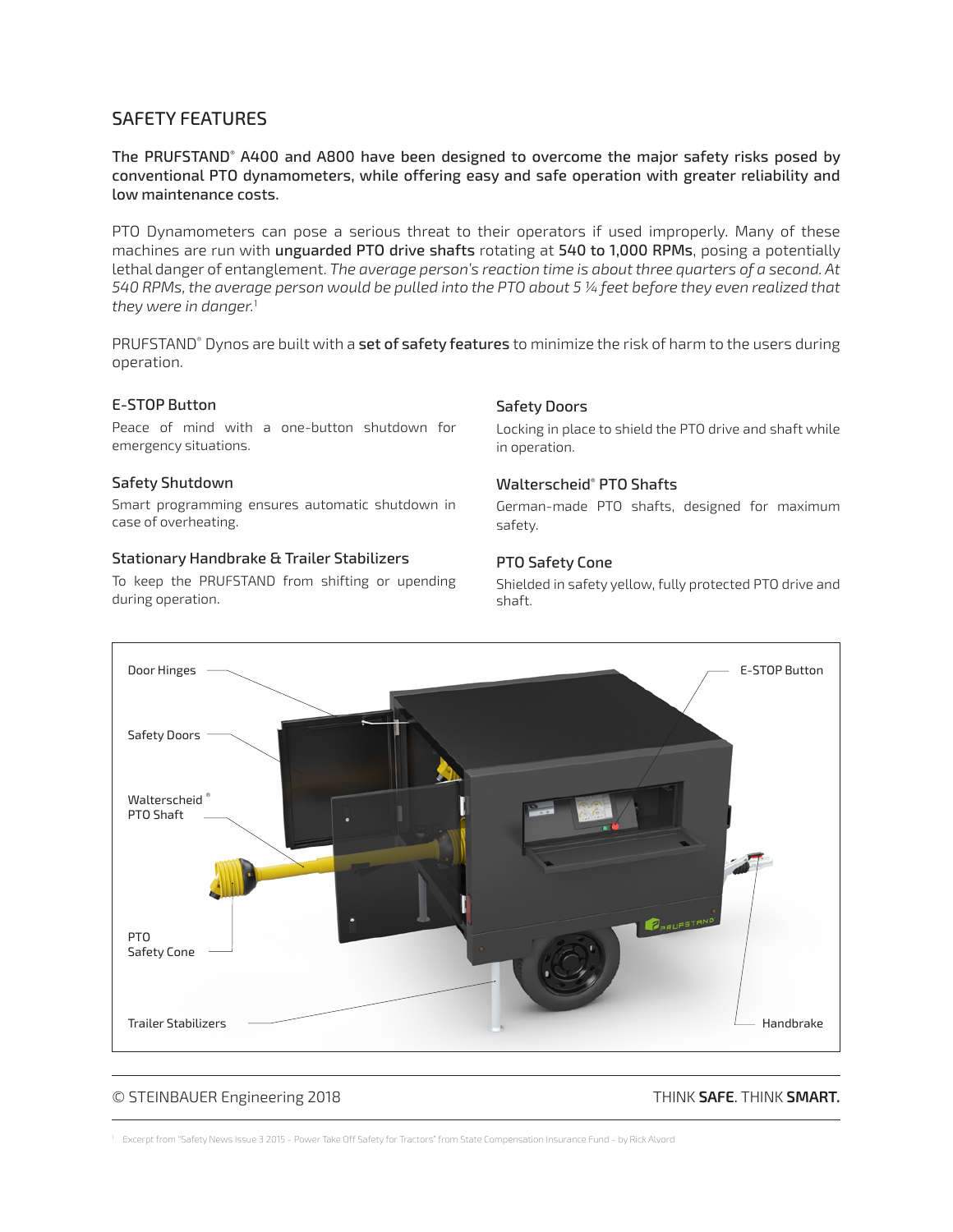## SAFETY FEATURES

**The PRUFSTAND® A400 and A800 have been designed to overcome the major safety risks posed by conventional PTO dynamometers, while offering easy and safe operation with greater reliability and low maintenance costs.**

PTO Dynamometers can pose a serious threat to their operators if used improperly. Many of these machines are run with **unguarded PTO drive shafts** rotating at **540 to 1,000 RPMs**, posing a potentially lethal danger of entanglement. *The average person's reaction time is about three quarters of a second. At 540 RPMs, the average person would be pulled into the PTO about 5 ¼ feet before they even realized that they were in danger.*[1]

PRUFSTAND® Dynos are built with a **set of safety features** to minimize the risk of harm to the users during operation.

### E-STOP Button

Peace of mind with a one-button shutdown for emergency situations.

### Safety Shutdown

Smart programming ensures automatic shutdown in case of overheating.

### Stationary Handbrake & Trailer Stabilizers

To keep the PRUFSTAND from shifting or upending during operation.

### Safety Doors

Locking in place to shield the PTO drive and shaft while in operation.

### Walterscheid® PTO Shafts

German-made PTO shafts, designed for maximum safety.

### PTO Safety Cone

Shielded in safety yellow, fully protected PTO drive and shaft.

Door Hinges

Safety Doors

Walterscheid® PTO Shaft

PTO Safety Cone

Trailer Stabilizers

E-STOP Button

Handbrake

© STEINBAUER Engineering 2018

THINK **SAFE**. THINK **SMART.**

[1] Excerpt from "Safety News Issue 3 2015 - Power Take Off Safety for Tractors" from State Compensation Insurance Fund - by Rick Alvord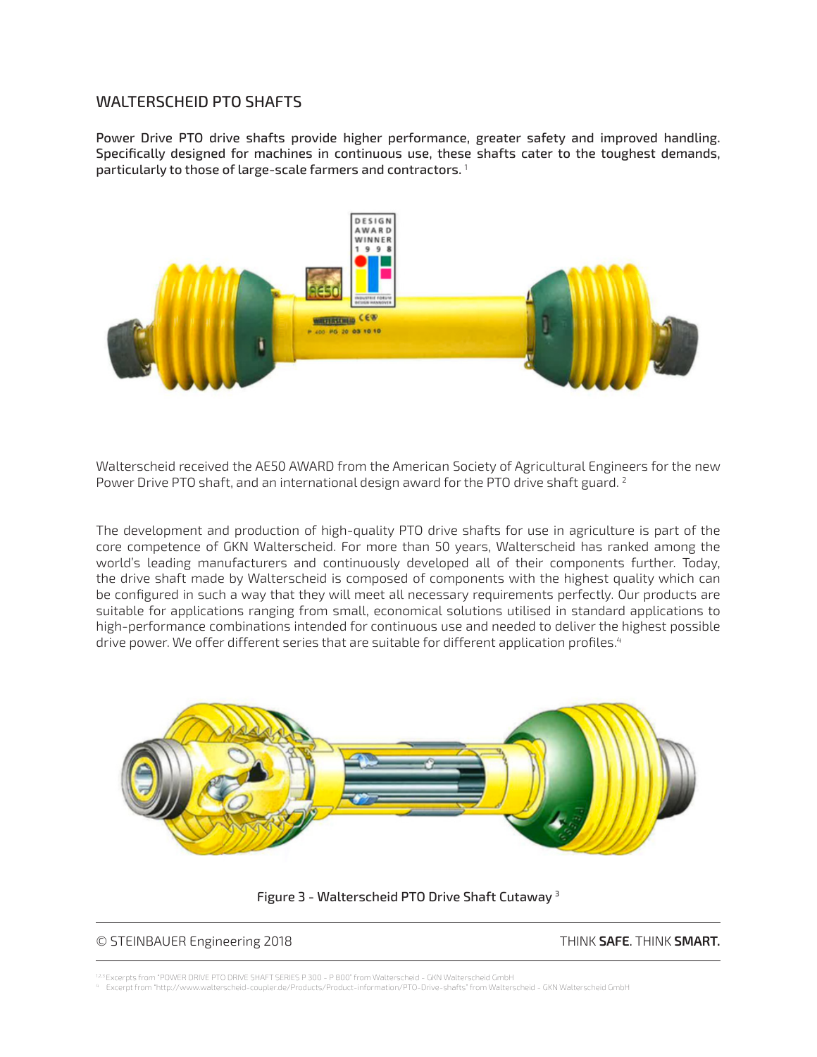## WALTERSCHEID PTO SHAFTS

**Power Drive PTO drive shafts provide higher performance, greater safety and improved handling. Specifically designed for machines in continuous use, these shafts cater to the toughest demands, particularly to those of large-scale farmers and contractors.** [1]

Walterscheid received the AE50 AWARD from the American Society of Agricultural Engineers for the new Power Drive PTO shaft, and an international design award for the PTO drive shaft guard. [2]

The development and production of high-quality PTO drive shafts for use in agriculture is part of the core competence of GKN Walterscheid. For more than 50 years, Walterscheid has ranked among the world's leading manufacturers and continuously developed all of their components further. Today, the drive shaft made by Walterscheid is composed of components with the highest quality which can be configured in such a way that they will meet all necessary requirements perfectly. Our products are suitable for applications ranging from small, economical solutions utilised in standard applications to high-performance combinations intended for continuous use and needed to deliver the highest possible drive power. We offer different series that are suitable for different application profiles.[4]

Figure 3 - Walterscheid PTO Drive Shaft Cutaway [3]

[1,2,3] Excerpts from "POWER DRIVE PTO DRIVE SHAFT SERIES P 300 – P 800" from Walterscheid - GKN Walterscheid GmbH

[4] Excerpt from "http://www.walterscheid-coupler.de/Products/Product-information/PTO-Drive-shafts" from Walterscheid - GKN Walterscheid GmbH